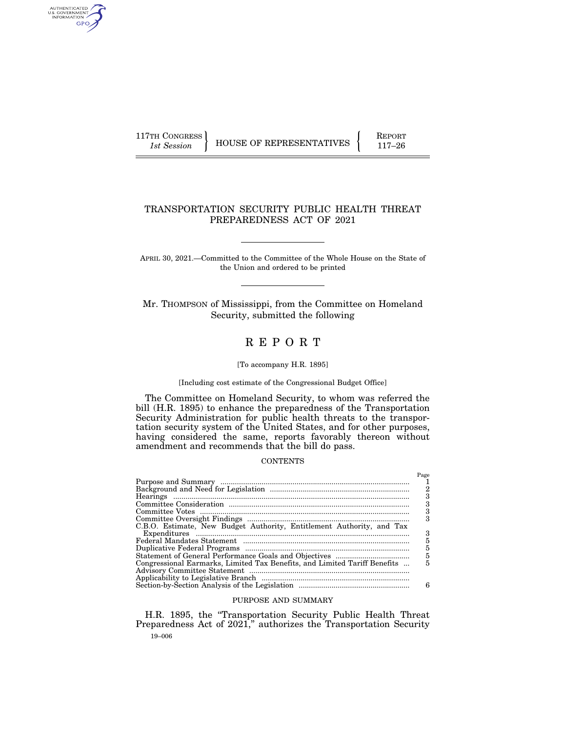117TH CONGRESS
*1st Session*

HOUSE OF REPRESENTATIVES

REPORT
117–26

# TRANSPORTATION SECURITY PUBLIC HEALTH THREAT PREPAREDNESS ACT OF 2021

APRIL 30, 2021.—Committed to the Committee of the Whole House on the State of the Union and ordered to be printed

Mr. THOMPSON of Mississippi, from the Committee on Homeland Security, submitted the following

# R E P O R T

[To accompany H.R. 1895]

[Including cost estimate of the Congressional Budget Office]

The Committee on Homeland Security, to whom was referred the bill (H.R. 1895) to enhance the preparedness of the Transportation Security Administration for public health threats to the transportation security system of the United States, and for other purposes, having considered the same, reports favorably thereon without amendment and recommends that the bill do pass.

## CONTENTS

| | Page |
|---|---|
| Purpose and Summary | 1 |
| Background and Need for Legislation | 2 |
| Hearings | 3 |
| Committee Consideration | 3 |
| Committee Votes | 3 |
| Committee Oversight Findings | 3 |
| C.B.O. Estimate, New Budget Authority, Entitlement Authority, and Tax Expenditures | 3 |
| Federal Mandates Statement | 5 |
| Duplicative Federal Programs | 5 |
| Statement of General Performance Goals and Objectives | 5 |
| Congressional Earmarks, Limited Tax Benefits, and Limited Tariff Benefits | 5 |
| Advisory Committee Statement | |
| Applicability to Legislative Branch | |
| Section-by-Section Analysis of the Legislation | 6 |

## PURPOSE AND SUMMARY

H.R. 1895, the "Transportation Security Public Health Threat Preparedness Act of 2021," authorizes the Transportation Security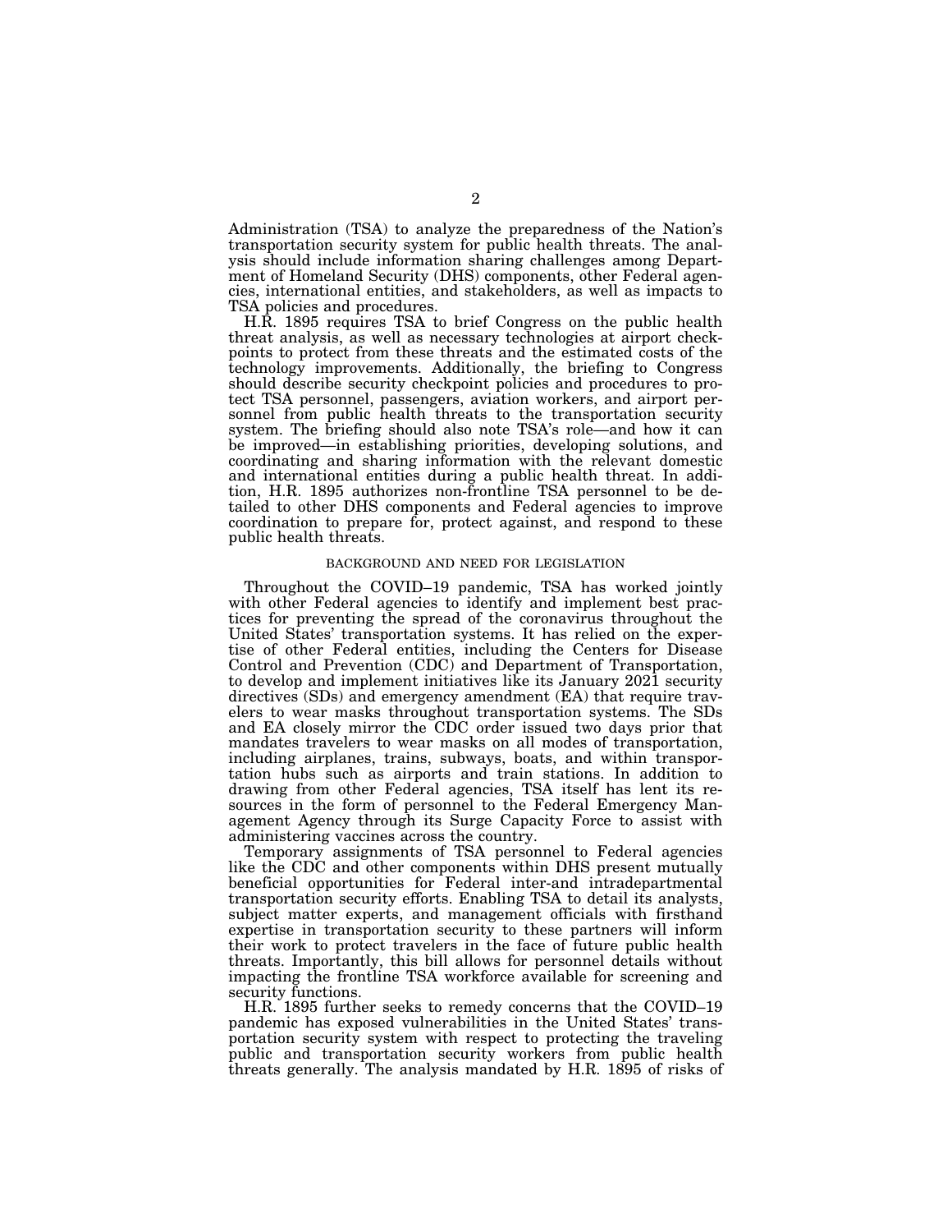Administration (TSA) to analyze the preparedness of the Nation's transportation security system for public health threats. The analysis should include information sharing challenges among Department of Homeland Security (DHS) components, other Federal agencies, international entities, and stakeholders, as well as impacts to TSA policies and procedures.

H.R. 1895 requires TSA to brief Congress on the public health threat analysis, as well as necessary technologies at airport checkpoints to protect from these threats and the estimated costs of the technology improvements. Additionally, the briefing to Congress should describe security checkpoint policies and procedures to protect TSA personnel, passengers, aviation workers, and airport personnel from public health threats to the transportation security system. The briefing should also note TSA's role—and how it can be improved—in establishing priorities, developing solutions, and coordinating and sharing information with the relevant domestic and international entities during a public health threat. In addition, H.R. 1895 authorizes non-frontline TSA personnel to be detailed to other DHS components and Federal agencies to improve coordination to prepare for, protect against, and respond to these public health threats.

## BACKGROUND AND NEED FOR LEGISLATION

Throughout the COVID–19 pandemic, TSA has worked jointly with other Federal agencies to identify and implement best practices for preventing the spread of the coronavirus throughout the United States' transportation systems. It has relied on the expertise of other Federal entities, including the Centers for Disease Control and Prevention (CDC) and Department of Transportation, to develop and implement initiatives like its January 2021 security directives (SDs) and emergency amendment (EA) that require travelers to wear masks throughout transportation systems. The SDs and EA closely mirror the CDC order issued two days prior that mandates travelers to wear masks on all modes of transportation, including airplanes, trains, subways, boats, and within transportation hubs such as airports and train stations. In addition to drawing from other Federal agencies, TSA itself has lent its resources in the form of personnel to the Federal Emergency Management Agency through its Surge Capacity Force to assist with administering vaccines across the country.

Temporary assignments of TSA personnel to Federal agencies like the CDC and other components within DHS present mutually beneficial opportunities for Federal inter-and intradepartmental transportation security efforts. Enabling TSA to detail its analysts, subject matter experts, and management officials with firsthand expertise in transportation security to these partners will inform their work to protect travelers in the face of future public health threats. Importantly, this bill allows for personnel details without impacting the frontline TSA workforce available for screening and security functions.

H.R. 1895 further seeks to remedy concerns that the COVID–19 pandemic has exposed vulnerabilities in the United States' transportation security system with respect to protecting the traveling public and transportation security workers from public health threats generally. The analysis mandated by H.R. 1895 of risks of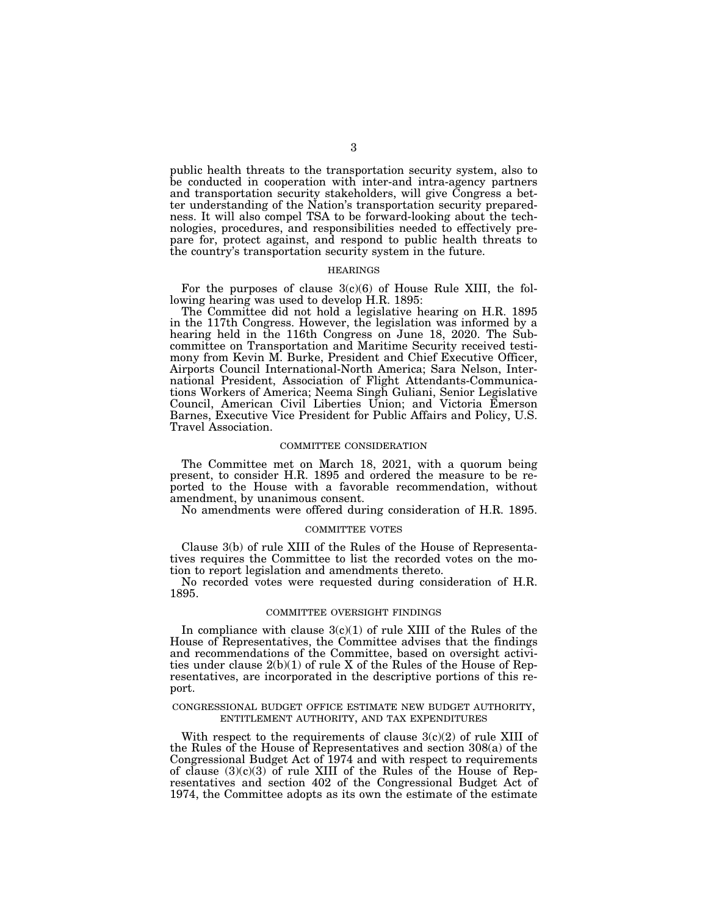public health threats to the transportation security system, also to be conducted in cooperation with inter-and intra-agency partners and transportation security stakeholders, will give Congress a better understanding of the Nation's transportation security preparedness. It will also compel TSA to be forward-looking about the technologies, procedures, and responsibilities needed to effectively prepare for, protect against, and respond to public health threats to the country's transportation security system in the future.

## HEARINGS

For the purposes of clause 3(c)(6) of House Rule XIII, the following hearing was used to develop H.R. 1895:

The Committee did not hold a legislative hearing on H.R. 1895 in the 117th Congress. However, the legislation was informed by a hearing held in the 116th Congress on June 18, 2020. The Subcommittee on Transportation and Maritime Security received testimony from Kevin M. Burke, President and Chief Executive Officer, Airports Council International-North America; Sara Nelson, International President, Association of Flight Attendants-Communications Workers of America; Neema Singh Guliani, Senior Legislative Council, American Civil Liberties Union; and Victoria Emerson Barnes, Executive Vice President for Public Affairs and Policy, U.S. Travel Association.

## COMMITTEE CONSIDERATION

The Committee met on March 18, 2021, with a quorum being present, to consider H.R. 1895 and ordered the measure to be reported to the House with a favorable recommendation, without amendment, by unanimous consent.

No amendments were offered during consideration of H.R. 1895.

## COMMITTEE VOTES

Clause 3(b) of rule XIII of the Rules of the House of Representatives requires the Committee to list the recorded votes on the motion to report legislation and amendments thereto.

No recorded votes were requested during consideration of H.R. 1895.

## COMMITTEE OVERSIGHT FINDINGS

In compliance with clause 3(c)(1) of rule XIII of the Rules of the House of Representatives, the Committee advises that the findings and recommendations of the Committee, based on oversight activities under clause 2(b)(1) of rule X of the Rules of the House of Representatives, are incorporated in the descriptive portions of this report.

## CONGRESSIONAL BUDGET OFFICE ESTIMATE NEW BUDGET AUTHORITY, ENTITLEMENT AUTHORITY, AND TAX EXPENDITURES

With respect to the requirements of clause 3(c)(2) of rule XIII of the Rules of the House of Representatives and section 308(a) of the Congressional Budget Act of 1974 and with respect to requirements of clause (3)(c)(3) of rule XIII of the Rules of the House of Representatives and section 402 of the Congressional Budget Act of 1974, the Committee adopts as its own the estimate of the estimate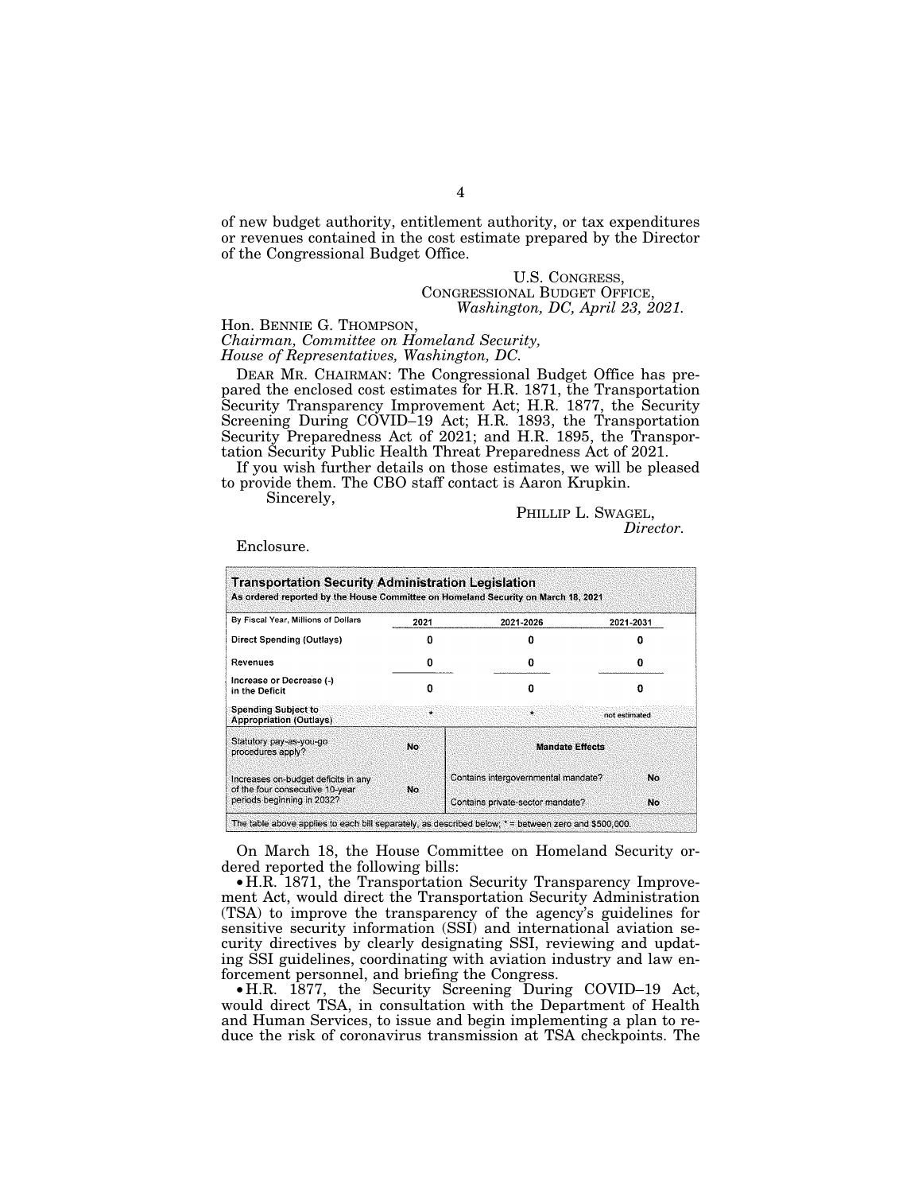of new budget authority, entitlement authority, or tax expenditures or revenues contained in the cost estimate prepared by the Director of the Congressional Budget Office.

U.S. CONGRESS,
CONGRESSIONAL BUDGET OFFICE,
*Washington, DC, April 23, 2021.*

Hon. BENNIE G. THOMPSON,
*Chairman, Committee on Homeland Security,*
*House of Representatives, Washington, DC.*

DEAR MR. CHAIRMAN: The Congressional Budget Office has prepared the enclosed cost estimates for H.R. 1871, the Transportation Security Transparency Improvement Act; H.R. 1877, the Security Screening During COVID–19 Act; H.R. 1893, the Transportation Security Preparedness Act of 2021; and H.R. 1895, the Transportation Security Public Health Threat Preparedness Act of 2021.

If you wish further details on those estimates, we will be pleased to provide them. The CBO staff contact is Aaron Krupkin.

Sincerely,

PHILLIP L. SWAGEL,
*Director.*

Enclosure.

**Transportation Security Administration Legislation**
**As ordered reported by the House Committee on Homeland Security on March 18, 2021**

| By Fiscal Year, Millions of Dollars | 2021 | 2021-2026 | 2021-2031 |
|---|---|---|---|
| **Direct Spending (Outlays)** | 0 | 0 | 0 |
| **Revenues** | 0 | 0 | 0 |
| **Increase or Decrease (-) in the Deficit** | 0 | 0 | 0 |
| **Spending Subject to Appropriation (Outlays)** | * | * | not estimated |

| | | | |
|---|---|---|---|
| Statutory pay-as-you-go procedures apply? | No | **Mandate Effects** | |
| Increases on-budget deficits in any of the four consecutive 10-year periods beginning in 2032? | No | Contains intergovernmental mandate? | No |
| | | Contains private-sector mandate? | No |

The table above applies to each bill separately, as described below; * = between zero and $500,000.

On March 18, the House Committee on Homeland Security ordered reported the following bills:

- H.R. 1871, the Transportation Security Transparency Improvement Act, would direct the Transportation Security Administration (TSA) to improve the transparency of the agency's guidelines for sensitive security information (SSI) and international aviation security directives by clearly designating SSI, reviewing and updating SSI guidelines, coordinating with aviation industry and law enforcement personnel, and briefing the Congress.
- H.R. 1877, the Security Screening During COVID–19 Act, would direct TSA, in consultation with the Department of Health and Human Services, to issue and begin implementing a plan to reduce the risk of coronavirus transmission at TSA checkpoints. The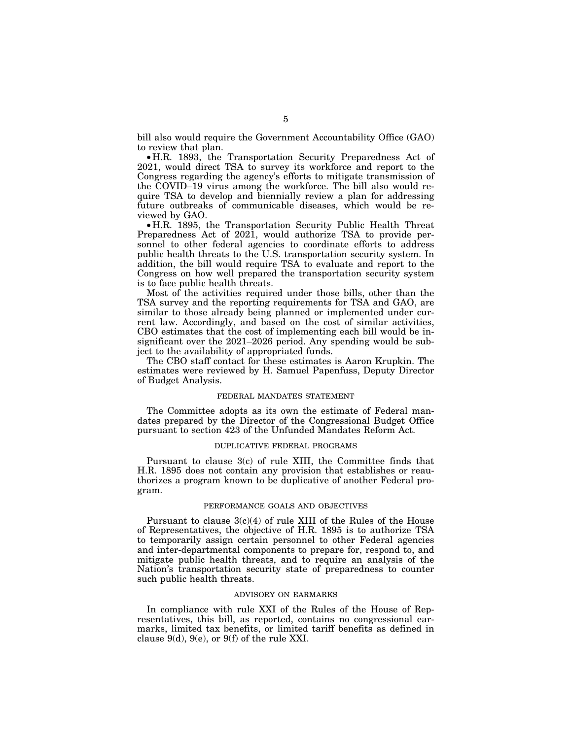bill also would require the Government Accountability Office (GAO) to review that plan.

- H.R. 1893, the Transportation Security Preparedness Act of 2021, would direct TSA to survey its workforce and report to the Congress regarding the agency's efforts to mitigate transmission of the COVID–19 virus among the workforce. The bill also would require TSA to develop and biennially review a plan for addressing future outbreaks of communicable diseases, which would be reviewed by GAO.
- H.R. 1895, the Transportation Security Public Health Threat Preparedness Act of 2021, would authorize TSA to provide personnel to other federal agencies to coordinate efforts to address public health threats to the U.S. transportation security system. In addition, the bill would require TSA to evaluate and report to the Congress on how well prepared the transportation security system is to face public health threats.

Most of the activities required under those bills, other than the TSA survey and the reporting requirements for TSA and GAO, are similar to those already being planned or implemented under current law. Accordingly, and based on the cost of similar activities, CBO estimates that the cost of implementing each bill would be insignificant over the 2021–2026 period. Any spending would be subject to the availability of appropriated funds.

The CBO staff contact for these estimates is Aaron Krupkin. The estimates were reviewed by H. Samuel Papenfuss, Deputy Director of Budget Analysis.

## FEDERAL MANDATES STATEMENT

The Committee adopts as its own the estimate of Federal mandates prepared by the Director of the Congressional Budget Office pursuant to section 423 of the Unfunded Mandates Reform Act.

## DUPLICATIVE FEDERAL PROGRAMS

Pursuant to clause 3(c) of rule XIII, the Committee finds that H.R. 1895 does not contain any provision that establishes or reauthorizes a program known to be duplicative of another Federal program.

## PERFORMANCE GOALS AND OBJECTIVES

Pursuant to clause 3(c)(4) of rule XIII of the Rules of the House of Representatives, the objective of H.R. 1895 is to authorize TSA to temporarily assign certain personnel to other Federal agencies and inter-departmental components to prepare for, respond to, and mitigate public health threats, and to require an analysis of the Nation's transportation security state of preparedness to counter such public health threats.

## ADVISORY ON EARMARKS

In compliance with rule XXI of the Rules of the House of Representatives, this bill, as reported, contains no congressional earmarks, limited tax benefits, or limited tariff benefits as defined in clause 9(d), 9(e), or 9(f) of the rule XXI.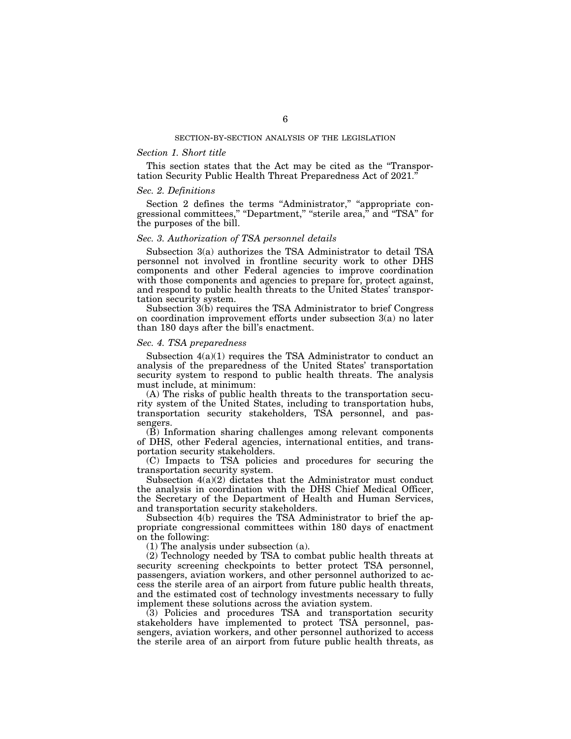## SECTION-BY-SECTION ANALYSIS OF THE LEGISLATION

### *Section 1. Short title*

This section states that the Act may be cited as the "Transportation Security Public Health Threat Preparedness Act of 2021."

### *Sec. 2. Definitions*

Section 2 defines the terms "Administrator," "appropriate congressional committees," "Department," "sterile area," and "TSA" for the purposes of the bill.

### *Sec. 3. Authorization of TSA personnel details*

Subsection 3(a) authorizes the TSA Administrator to detail TSA personnel not involved in frontline security work to other DHS components and other Federal agencies to improve coordination with those components and agencies to prepare for, protect against, and respond to public health threats to the United States' transportation security system.

Subsection 3(b) requires the TSA Administrator to brief Congress on coordination improvement efforts under subsection 3(a) no later than 180 days after the bill's enactment.

### *Sec. 4. TSA preparedness*

Subsection 4(a)(1) requires the TSA Administrator to conduct an analysis of the preparedness of the United States' transportation security system to respond to public health threats. The analysis must include, at minimum:

(A) The risks of public health threats to the transportation security system of the United States, including to transportation hubs, transportation security stakeholders, TSA personnel, and passengers.

(B) Information sharing challenges among relevant components of DHS, other Federal agencies, international entities, and transportation security stakeholders.

(C) Impacts to TSA policies and procedures for securing the transportation security system.

Subsection 4(a)(2) dictates that the Administrator must conduct the analysis in coordination with the DHS Chief Medical Officer, the Secretary of the Department of Health and Human Services, and transportation security stakeholders.

Subsection 4(b) requires the TSA Administrator to brief the appropriate congressional committees within 180 days of enactment on the following:

(1) The analysis under subsection (a).

(2) Technology needed by TSA to combat public health threats at security screening checkpoints to better protect TSA personnel, passengers, aviation workers, and other personnel authorized to access the sterile area of an airport from future public health threats, and the estimated cost of technology investments necessary to fully implement these solutions across the aviation system.

(3) Policies and procedures TSA and transportation security stakeholders have implemented to protect TSA personnel, passengers, aviation workers, and other personnel authorized to access the sterile area of an airport from future public health threats, as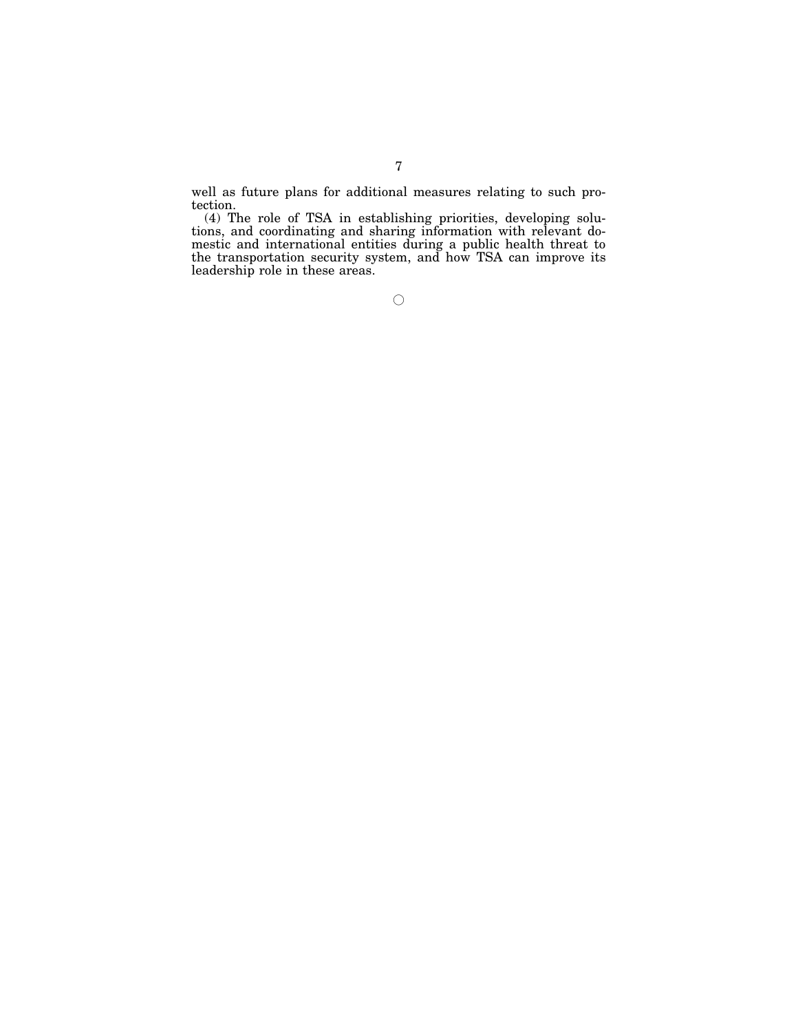well as future plans for additional measures relating to such protection.

(4) The role of TSA in establishing priorities, developing solutions, and coordinating and sharing information with relevant domestic and international entities during a public health threat to the transportation security system, and how TSA can improve its leadership role in these areas.

○